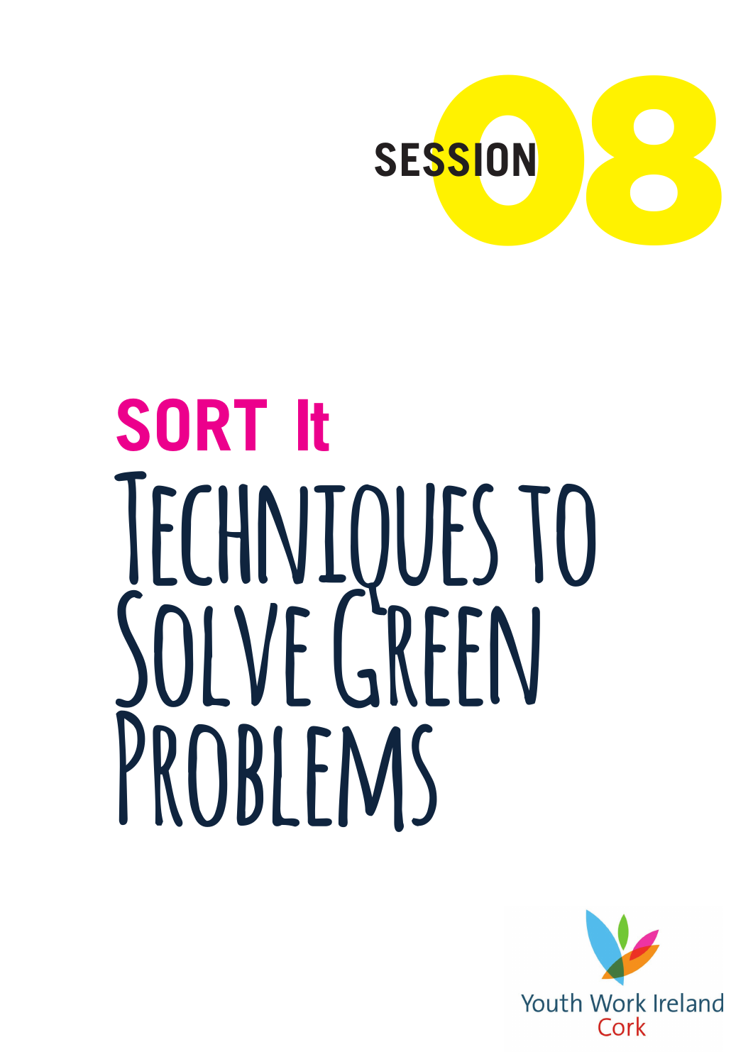SESSION 08

# SORT It

# Techniques to Solve Green Problems

Youth Work Ireland
Cork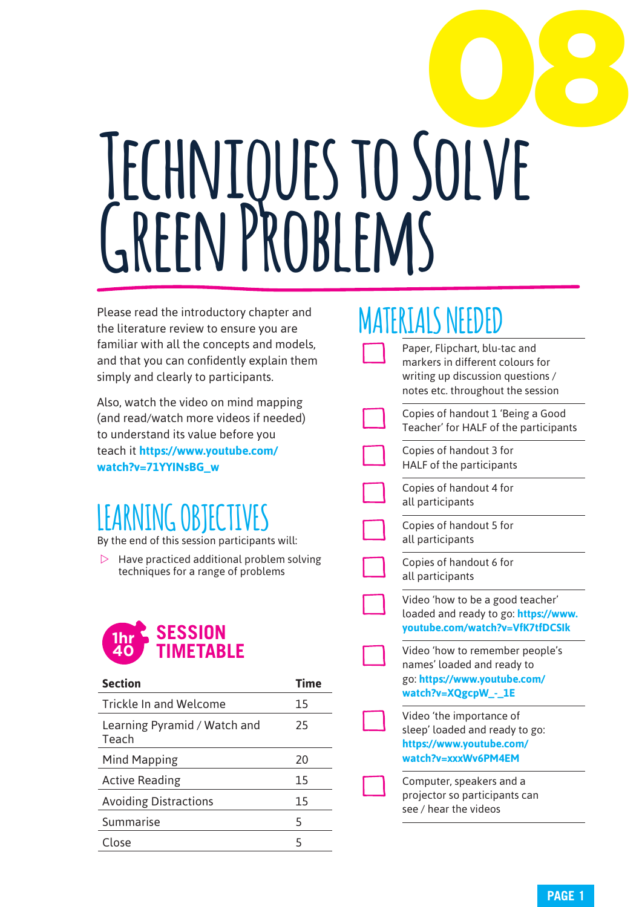# 08

# Techniques to Solve Green Problems

Please read the introductory chapter and the literature review to ensure you are familiar with all the concepts and models, and that you can confidently explain them simply and clearly to participants.

Also, watch the video on mind mapping (and read/watch more videos if needed) to understand its value before you teach it **https://www.youtube.com/watch?v=71YYINsBG_w**

## Learning Objectives

By the end of this session participants will:

- Have practiced additional problem solving techniques for a range of problems

## Session Timetable

1hr 40

| Section | Time |
| --- | --- |
| Trickle In and Welcome | 15 |
| Learning Pyramid / Watch and Teach | 25 |
| Mind Mapping | 20 |
| Active Reading | 15 |
| Avoiding Distractions | 15 |
| Summarise | 5 |
| Close | 5 |

## Materials Needed

- [ ] Paper, Flipchart, blu-tac and markers in different colours for writing up discussion questions / notes etc. throughout the session
- [ ] Copies of handout 1 'Being a Good Teacher' for HALF of the participants
- [ ] Copies of handout 3 for HALF of the participants
- [ ] Copies of handout 4 for all participants
- [ ] Copies of handout 5 for all participants
- [ ] Copies of handout 6 for all participants
- [ ] Video 'how to be a good teacher' loaded and ready to go: **https://www.youtube.com/watch?v=VfK7tfDCSIk**
- [ ] Video 'how to remember people's names' loaded and ready to go: **https://www.youtube.com/watch?v=XQgcpW_-_1E**
- [ ] Video 'the importance of sleep' loaded and ready to go: **https://www.youtube.com/watch?v=xxxWv6PM4EM**
- [ ] Computer, speakers and a projector so participants can see / hear the videos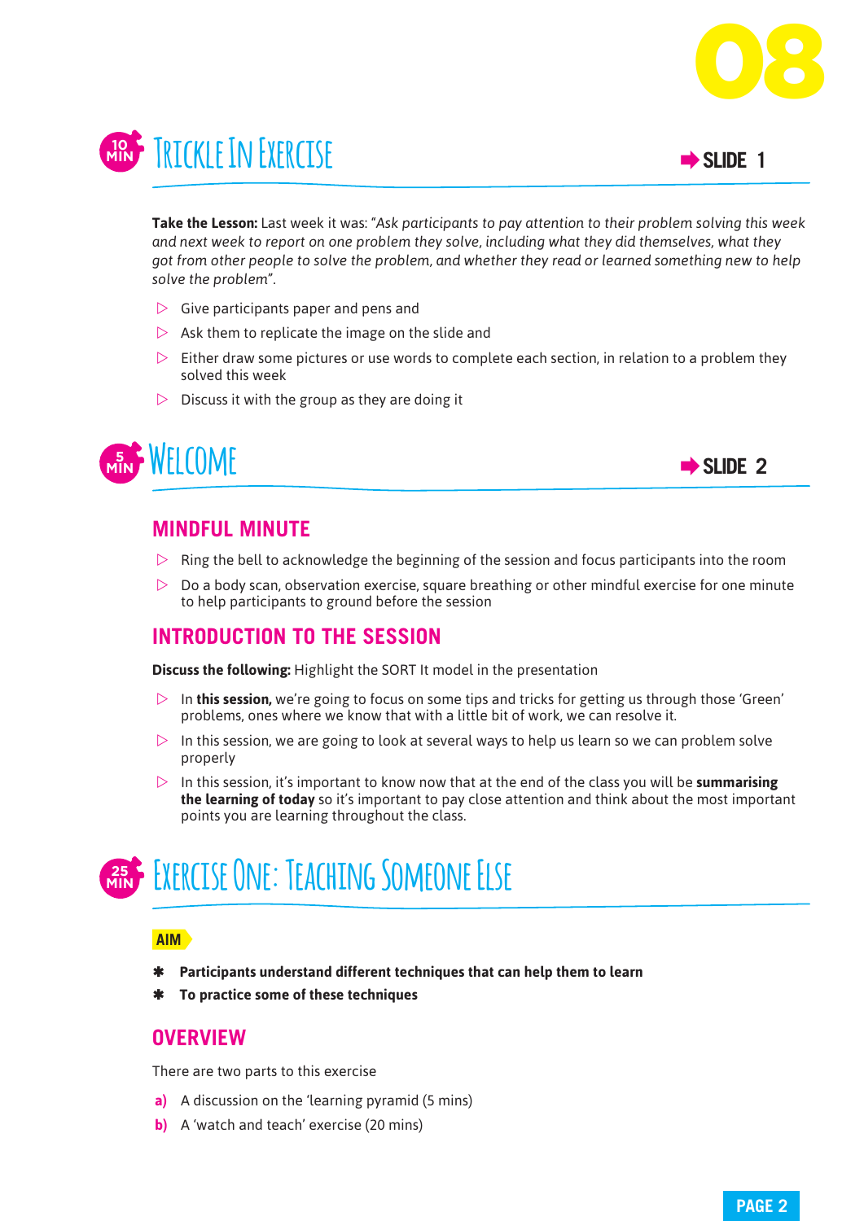# 10 MIN Trickle In Exercise

➡ SLIDE 1

**Take the Lesson:** Last week it was: "*Ask participants to pay attention to their problem solving this week and next week to report on one problem they solve, including what they did themselves, what they got from other people to solve the problem, and whether they read or learned something new to help solve the problem*".

- Give participants paper and pens and
- Ask them to replicate the image on the slide and
- Either draw some pictures or use words to complete each section, in relation to a problem they solved this week
- Discuss it with the group as they are doing it

# 5 MIN Welcome

➡ SLIDE 2

## MINDFUL MINUTE

- Ring the bell to acknowledge the beginning of the session and focus participants into the room
- Do a body scan, observation exercise, square breathing or other mindful exercise for one minute to help participants to ground before the session

## INTRODUCTION TO THE SESSION

**Discuss the following:** Highlight the SORT It model in the presentation

- In **this session,** we're going to focus on some tips and tricks for getting us through those 'Green' problems, ones where we know that with a little bit of work, we can resolve it.
- In this session, we are going to look at several ways to help us learn so we can problem solve properly
- In this session, it's important to know now that at the end of the class you will be **summarising the learning of today** so it's important to pay close attention and think about the most important points you are learning throughout the class.

# 25 MIN Exercise One: Teaching Someone Else

**AIM**

- **Participants understand different techniques that can help them to learn**
- **To practice some of these techniques**

## OVERVIEW

There are two parts to this exercise

**a)** A discussion on the 'learning pyramid (5 mins)

**b)** A 'watch and teach' exercise (20 mins)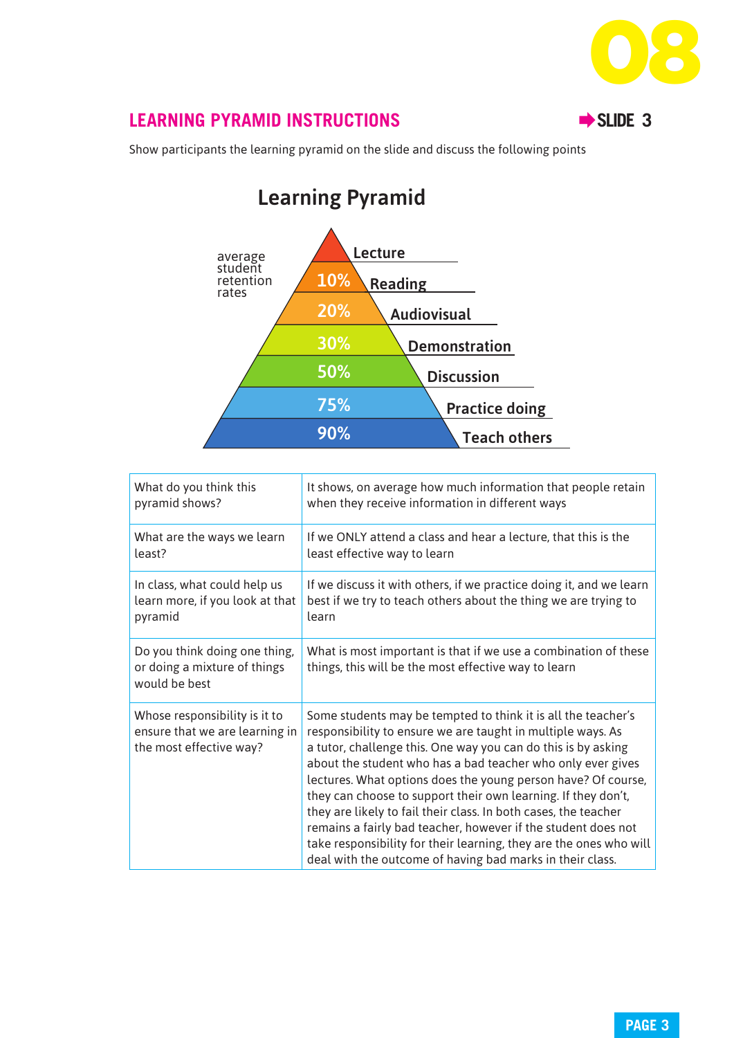## LEARNING PYRAMID INSTRUCTIONS

➡ SLIDE 3

Show participants the learning pyramid on the slide and discuss the following points

### Learning Pyramid

average student retention rates

- Lecture
- 10% Reading
- 20% Audiovisual
- 30% Demonstration
- 50% Discussion
- 75% Practice doing
- 90% Teach others

| | |
|---|---|
| What do you think this pyramid shows? | It shows, on average how much information that people retain when they receive information in different ways |
| What are the ways we learn least? | If we ONLY attend a class and hear a lecture, that this is the least effective way to learn |
| In class, what could help us learn more, if you look at that pyramid | If we discuss it with others, if we practice doing it, and we learn best if we try to teach others about the thing we are trying to learn |
| Do you think doing one thing, or doing a mixture of things would be best | What is most important is that if we use a combination of these things, this will be the most effective way to learn |
| Whose responsibility is it to ensure that we are learning in the most effective way? | Some students may be tempted to think it is all the teacher's responsibility to ensure we are taught in multiple ways. As a tutor, challenge this. One way you can do this is by asking about the student who has a bad teacher who only ever gives lectures. What options does the young person have? Of course, they can choose to support their own learning. If they don't, they are likely to fail their class. In both cases, the teacher remains a fairly bad teacher, however if the student does not take responsibility for their learning, they are the ones who will deal with the outcome of having bad marks in their class. |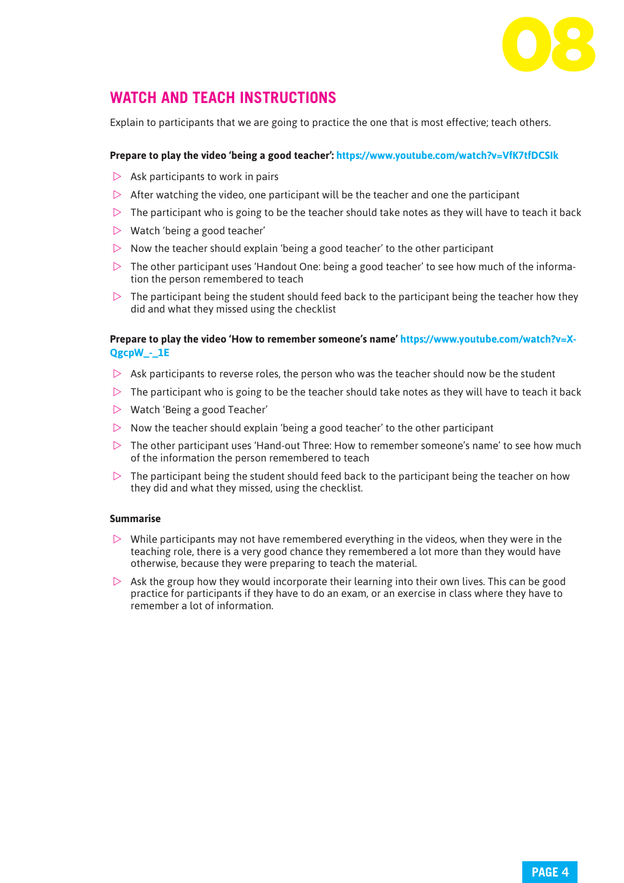## WATCH AND TEACH INSTRUCTIONS

Explain to participants that we are going to practice the one that is most effective; teach others.

**Prepare to play the video 'being a good teacher':** https://www.youtube.com/watch?v=VfK7tfDCSIk

- Ask participants to work in pairs
- After watching the video, one participant will be the teacher and one the participant
- The participant who is going to be the teacher should take notes as they will have to teach it back
- Watch 'being a good teacher'
- Now the teacher should explain 'being a good teacher' to the other participant
- The other participant uses 'Handout One: being a good teacher' to see how much of the information the person remembered to teach
- The participant being the student should feed back to the participant being the teacher how they did and what they missed using the checklist

**Prepare to play the video 'How to remember someone's name'** https://www.youtube.com/watch?v=X-QgcpW_-_1E

- Ask participants to reverse roles, the person who was the teacher should now be the student
- The participant who is going to be the teacher should take notes as they will have to teach it back
- Watch 'Being a good Teacher'
- Now the teacher should explain 'being a good teacher' to the other participant
- The other participant uses 'Hand-out Three: How to remember someone's name' to see how much of the information the person remembered to teach
- The participant being the student should feed back to the participant being the teacher on how they did and what they missed, using the checklist.

**Summarise**

- While participants may not have remembered everything in the videos, when they were in the teaching role, there is a very good chance they remembered a lot more than they would have otherwise, because they were preparing to teach the material.
- Ask the group how they would incorporate their learning into their own lives. This can be good practice for participants if they have to do an exam, or an exercise in class where they have to remember a lot of information.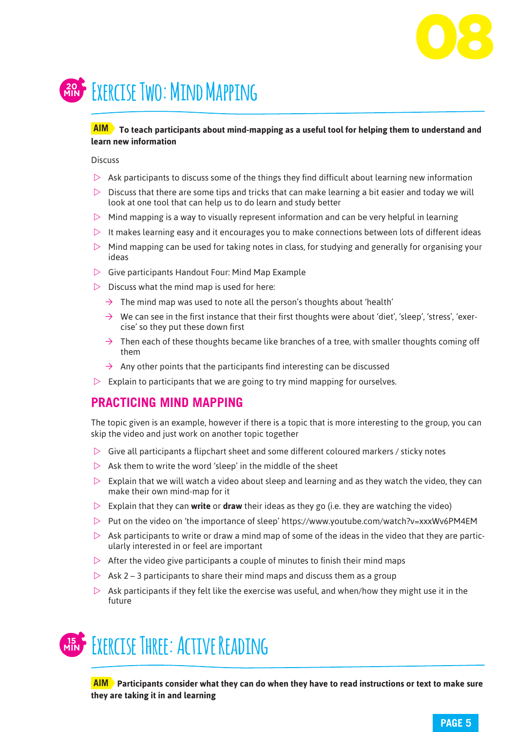## 20 MIN Exercise Two: Mind Mapping

**AIM To teach participants about mind-mapping as a useful tool for helping them to understand and learn new information**

Discuss

- Ask participants to discuss some of the things they find difficult about learning new information
- Discuss that there are some tips and tricks that can make learning a bit easier and today we will look at one tool that can help us to do learn and study better
- Mind mapping is a way to visually represent information and can be very helpful in learning
- It makes learning easy and it encourages you to make connections between lots of different ideas
- Mind mapping can be used for taking notes in class, for studying and generally for organising your ideas
- Give participants Handout Four: Mind Map Example
- Discuss what the mind map is used for here:
  - The mind map was used to note all the person's thoughts about 'health'
  - We can see in the first instance that their first thoughts were about 'diet', 'sleep', 'stress', 'exercise' so they put these down first
  - Then each of these thoughts became like branches of a tree, with smaller thoughts coming off them
  - Any other points that the participants find interesting can be discussed
- Explain to participants that we are going to try mind mapping for ourselves.

### PRACTICING MIND MAPPING

The topic given is an example, however if there is a topic that is more interesting to the group, you can skip the video and just work on another topic together

- Give all participants a flipchart sheet and some different coloured markers / sticky notes
- Ask them to write the word 'sleep' in the middle of the sheet
- Explain that we will watch a video about sleep and learning and as they watch the video, they can make their own mind-map for it
- Explain that they can **write** or **draw** their ideas as they go (i.e. they are watching the video)
- Put on the video on 'the importance of sleep' https://www.youtube.com/watch?v=xxxWv6PM4EM
- Ask participants to write or draw a mind map of some of the ideas in the video that they are particularly interested in or feel are important
- After the video give participants a couple of minutes to finish their mind maps
- Ask 2 – 3 participants to share their mind maps and discuss them as a group
- Ask participants if they felt like the exercise was useful, and when/how they might use it in the future

## 15 MIN Exercise Three: Active Reading

**AIM Participants consider what they can do when they have to read instructions or text to make sure they are taking it in and learning**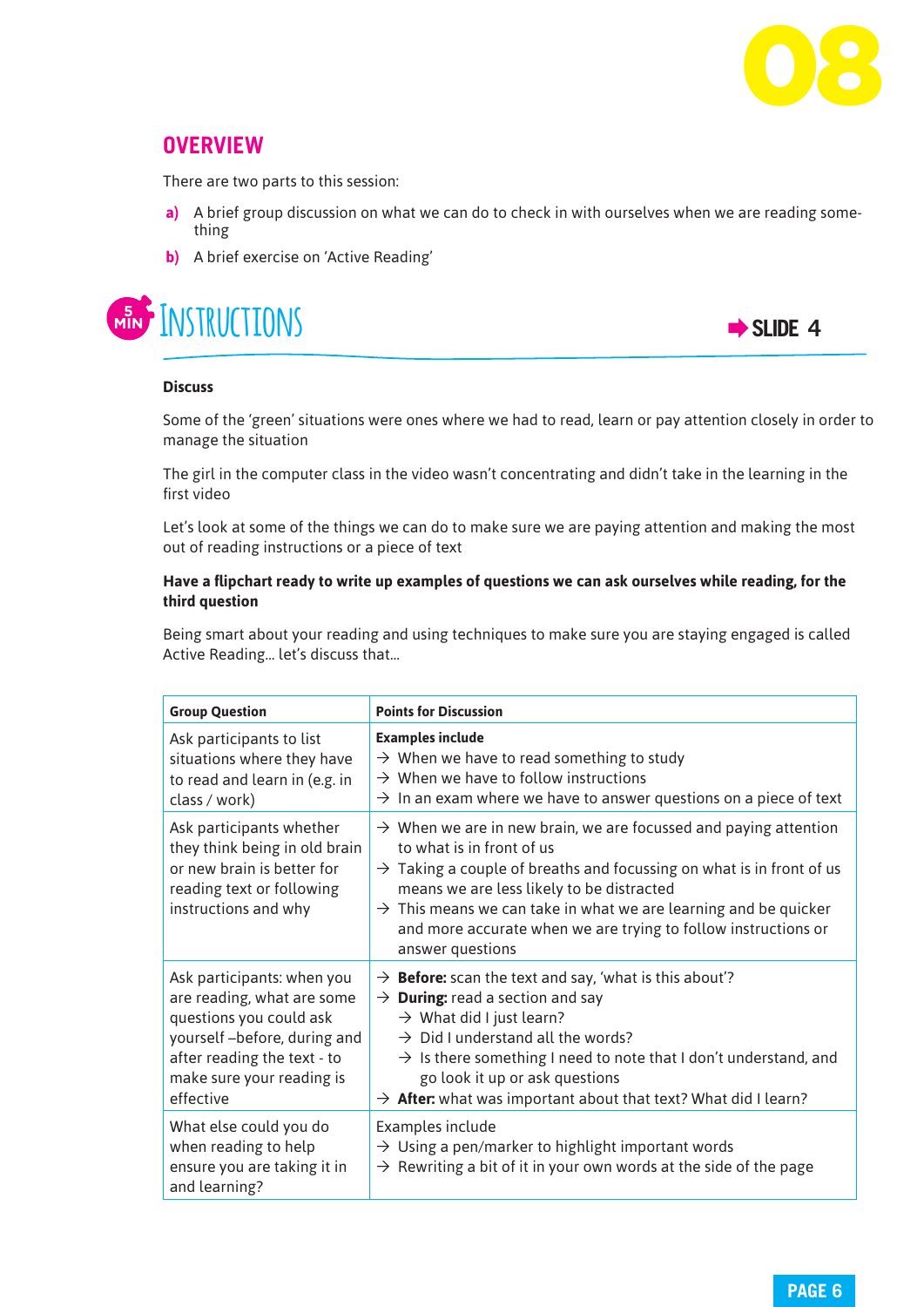# 08

## OVERVIEW

There are two parts to this session:

**a)** A brief group discussion on what we can do to check in with ourselves when we are reading something

**b)** A brief exercise on 'Active Reading'

## 5 MIN INSTRUCTIONS

➡ **SLIDE 4**

**Discuss**

Some of the 'green' situations were ones where we had to read, learn or pay attention closely in order to manage the situation

The girl in the computer class in the video wasn't concentrating and didn't take in the learning in the first video

Let's look at some of the things we can do to make sure we are paying attention and making the most out of reading instructions or a piece of text

**Have a flipchart ready to write up examples of questions we can ask ourselves while reading, for the third question**

Being smart about your reading and using techniques to make sure you are staying engaged is called Active Reading... let's discuss that...

| Group Question | Points for Discussion |
|---|---|
| Ask participants to list situations where they have to read and learn in (e.g. in class / work) | **Examples include**<br>→ When we have to read something to study<br>→ When we have to follow instructions<br>→ In an exam where we have to answer questions on a piece of text |
| Ask participants whether they think being in old brain or new brain is better for reading text or following instructions and why | → When we are in new brain, we are focussed and paying attention to what is in front of us<br>→ Taking a couple of breaths and focussing on what is in front of us means we are less likely to be distracted<br>→ This means we can take in what we are learning and be quicker and more accurate when we are trying to follow instructions or answer questions |
| Ask participants: when you are reading, what are some questions you could ask yourself –before, during and after reading the text - to make sure your reading is effective | → **Before:** scan the text and say, 'what is this about'?<br>→ **During:** read a section and say<br>&nbsp;&nbsp;&nbsp;&nbsp;→ What did I just learn?<br>&nbsp;&nbsp;&nbsp;&nbsp;→ Did I understand all the words?<br>&nbsp;&nbsp;&nbsp;&nbsp;→ Is there something I need to note that I don't understand, and go look it up or ask questions<br>→ **After:** what was important about that text? What did I learn? |
| What else could you do when reading to help ensure you are taking it in and learning? | Examples include<br>→ Using a pen/marker to highlight important words<br>→ Rewriting a bit of it in your own words at the side of the page |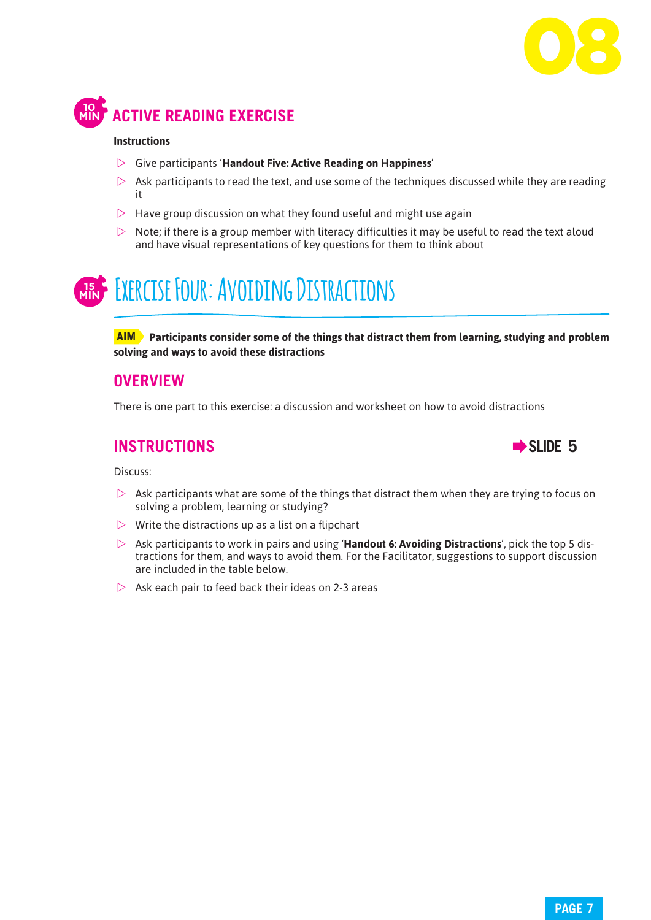## 10 MIN ACTIVE READING EXERCISE

**Instructions**

- Give participants '**Handout Five: Active Reading on Happiness**'
- Ask participants to read the text, and use some of the techniques discussed while they are reading it
- Have group discussion on what they found useful and might use again
- Note; if there is a group member with literacy difficulties it may be useful to read the text aloud and have visual representations of key questions for them to think about

## 15 MIN Exercise Four: Avoiding Distractions

**AIM** **Participants consider some of the things that distract them from learning, studying and problem solving and ways to avoid these distractions**

### OVERVIEW

There is one part to this exercise: a discussion and worksheet on how to avoid distractions

### INSTRUCTIONS

**SLIDE 5**

Discuss:

- Ask participants what are some of the things that distract them when they are trying to focus on solving a problem, learning or studying?
- Write the distractions up as a list on a flipchart
- Ask participants to work in pairs and using '**Handout 6: Avoiding Distractions**', pick the top 5 distractions for them, and ways to avoid them. For the Facilitator, suggestions to support discussion are included in the table below.
- Ask each pair to feed back their ideas on 2-3 areas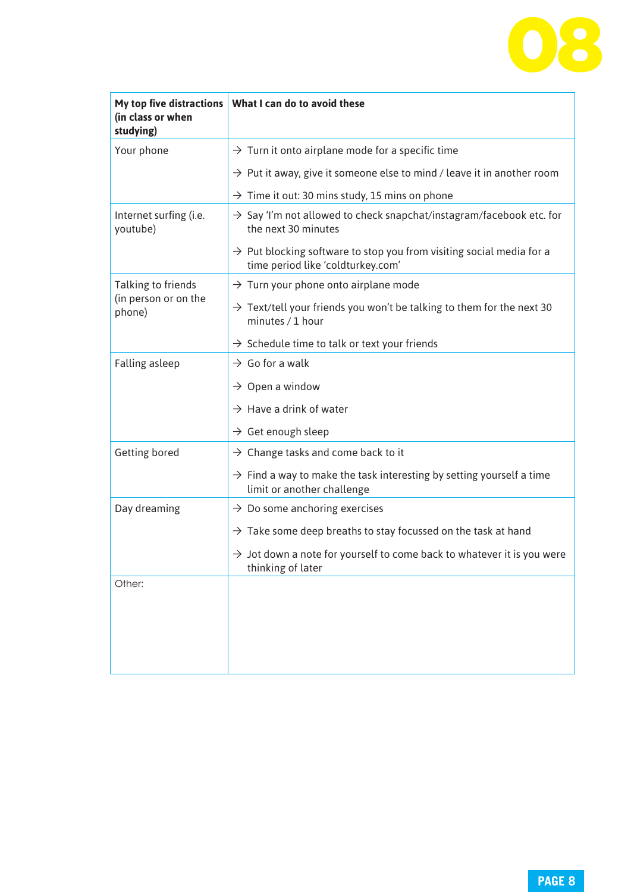| My top five distractions (in class or when studying) | What I can do to avoid these |
|---|---|
| Your phone | → Turn it onto airplane mode for a specific time<br>→ Put it away, give it someone else to mind / leave it in another room<br>→ Time it out: 30 mins study, 15 mins on phone |
| Internet surfing (i.e. youtube) | → Say 'I'm not allowed to check snapchat/instagram/facebook etc. for the next 30 minutes<br>→ Put blocking software to stop you from visiting social media for a time period like 'coldturkey.com' |
| Talking to friends (in person or on the phone) | → Turn your phone onto airplane mode<br>→ Text/tell your friends you won't be talking to them for the next 30 minutes / 1 hour<br>→ Schedule time to talk or text your friends |
| Falling asleep | → Go for a walk<br>→ Open a window<br>→ Have a drink of water<br>→ Get enough sleep |
| Getting bored | → Change tasks and come back to it<br>→ Find a way to make the task interesting by setting yourself a time limit or another challenge |
| Day dreaming | → Do some anchoring exercises<br>→ Take some deep breaths to stay focussed on the task at hand<br>→ Jot down a note for yourself to come back to whatever it is you were thinking of later |
| Other: | |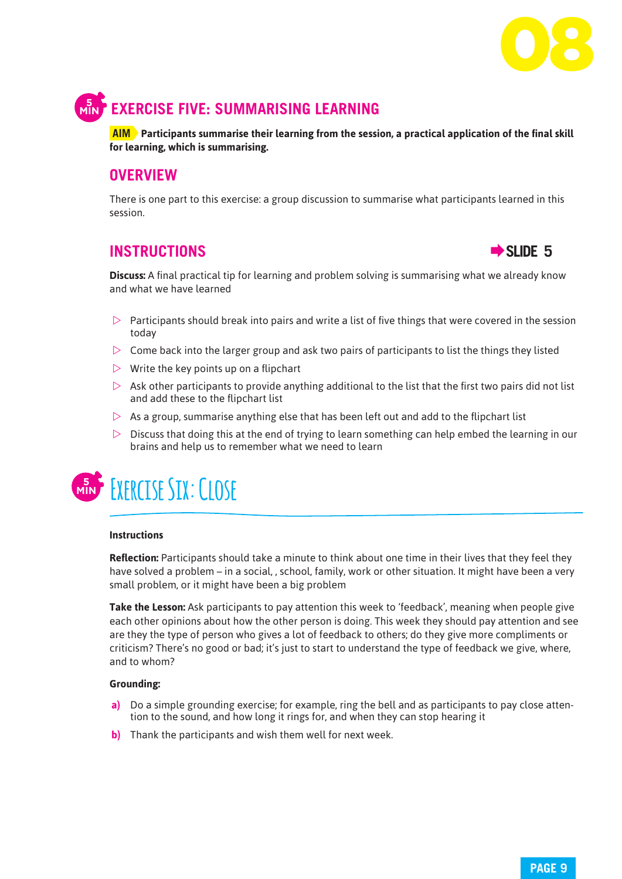## 5 MIN EXERCISE FIVE: SUMMARISING LEARNING

**AIM** **Participants summarise their learning from the session, a practical application of the final skill for learning, which is summarising.**

### OVERVIEW

There is one part to this exercise: a group discussion to summarise what participants learned in this session.

### INSTRUCTIONS

➡ SLIDE 5

**Discuss:** A final practical tip for learning and problem solving is summarising what we already know and what we have learned

- Participants should break into pairs and write a list of five things that were covered in the session today
- Come back into the larger group and ask two pairs of participants to list the things they listed
- Write the key points up on a flipchart
- Ask other participants to provide anything additional to the list that the first two pairs did not list and add these to the flipchart list
- As a group, summarise anything else that has been left out and add to the flipchart list
- Discuss that doing this at the end of trying to learn something can help embed the learning in our brains and help us to remember what we need to learn

## 5 MIN Exercise Six: Close

**Instructions**

**Reflection:** Participants should take a minute to think about one time in their lives that they feel they have solved a problem – in a social, , school, family, work or other situation. It might have been a very small problem, or it might have been a big problem

**Take the Lesson:** Ask participants to pay attention this week to 'feedback', meaning when people give each other opinions about how the other person is doing. This week they should pay attention and see are they the type of person who gives a lot of feedback to others; do they give more compliments or criticism? There's no good or bad; it's just to start to understand the type of feedback we give, where, and to whom?

**Grounding:**

a) Do a simple grounding exercise; for example, ring the bell and as participants to pay close attention to the sound, and how long it rings for, and when they can stop hearing it

b) Thank the participants and wish them well for next week.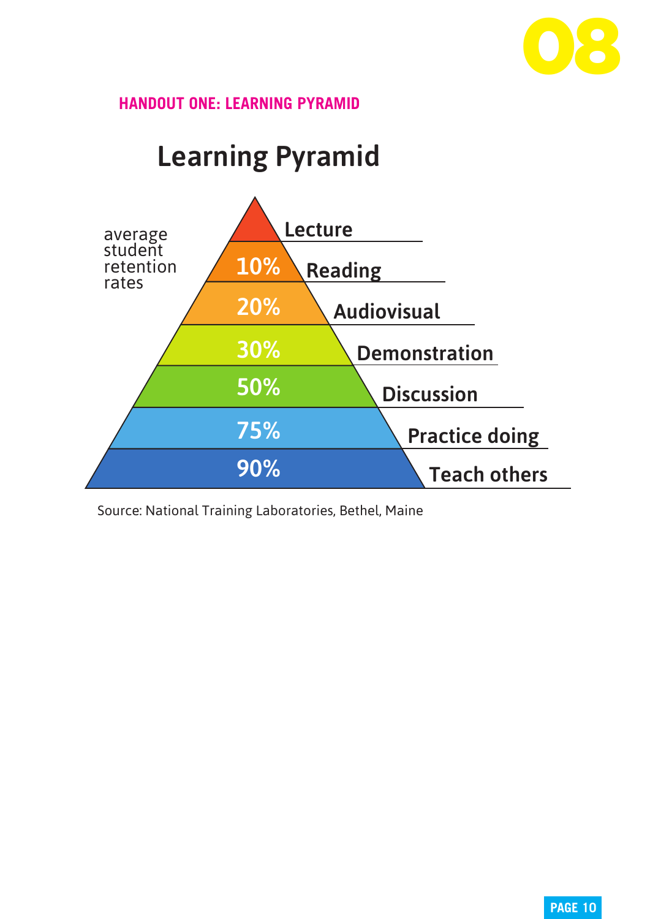## HANDOUT ONE: LEARNING PYRAMID

# Learning Pyramid

average student retention rates

| Method | Retention rate |
| --- | --- |
| Lecture | 10% |
| Reading | 20% |
| Audiovisual | 30% |
| Demonstration | 50% |
| Discussion | 75% |
| Practice doing | 90% |
| Teach others | |

Source: National Training Laboratories, Bethel, Maine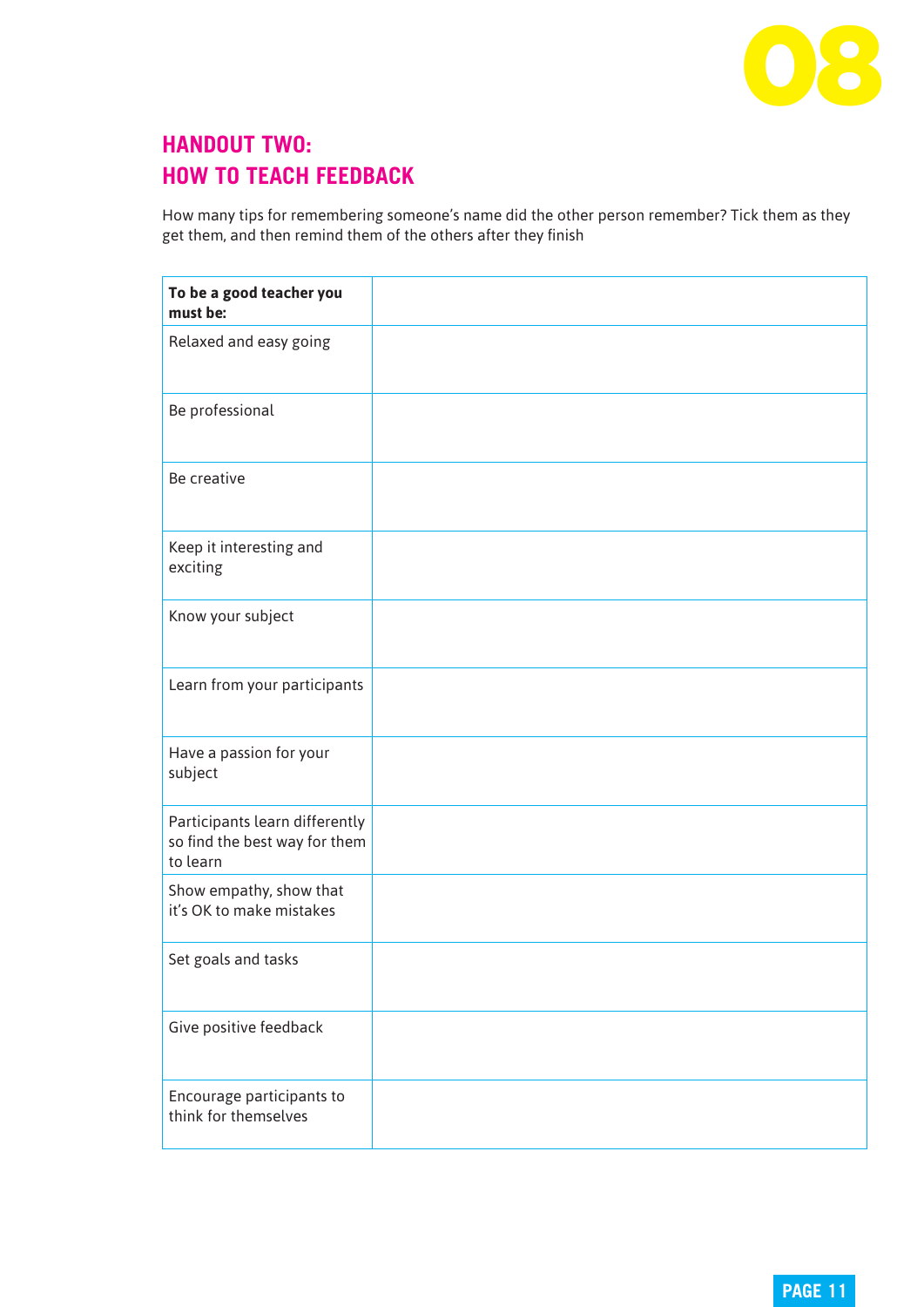## HANDOUT TWO:
## HOW TO TEACH FEEDBACK

How many tips for remembering someone's name did the other person remember? Tick them as they get them, and then remind them of the others after they finish

| **To be a good teacher you must be:** | |
|---|---|
| Relaxed and easy going | |
| Be professional | |
| Be creative | |
| Keep it interesting and exciting | |
| Know your subject | |
| Learn from your participants | |
| Have a passion for your subject | |
| Participants learn differently so find the best way for them to learn | |
| Show empathy, show that it's OK to make mistakes | |
| Set goals and tasks | |
| Give positive feedback | |
| Encourage participants to think for themselves | |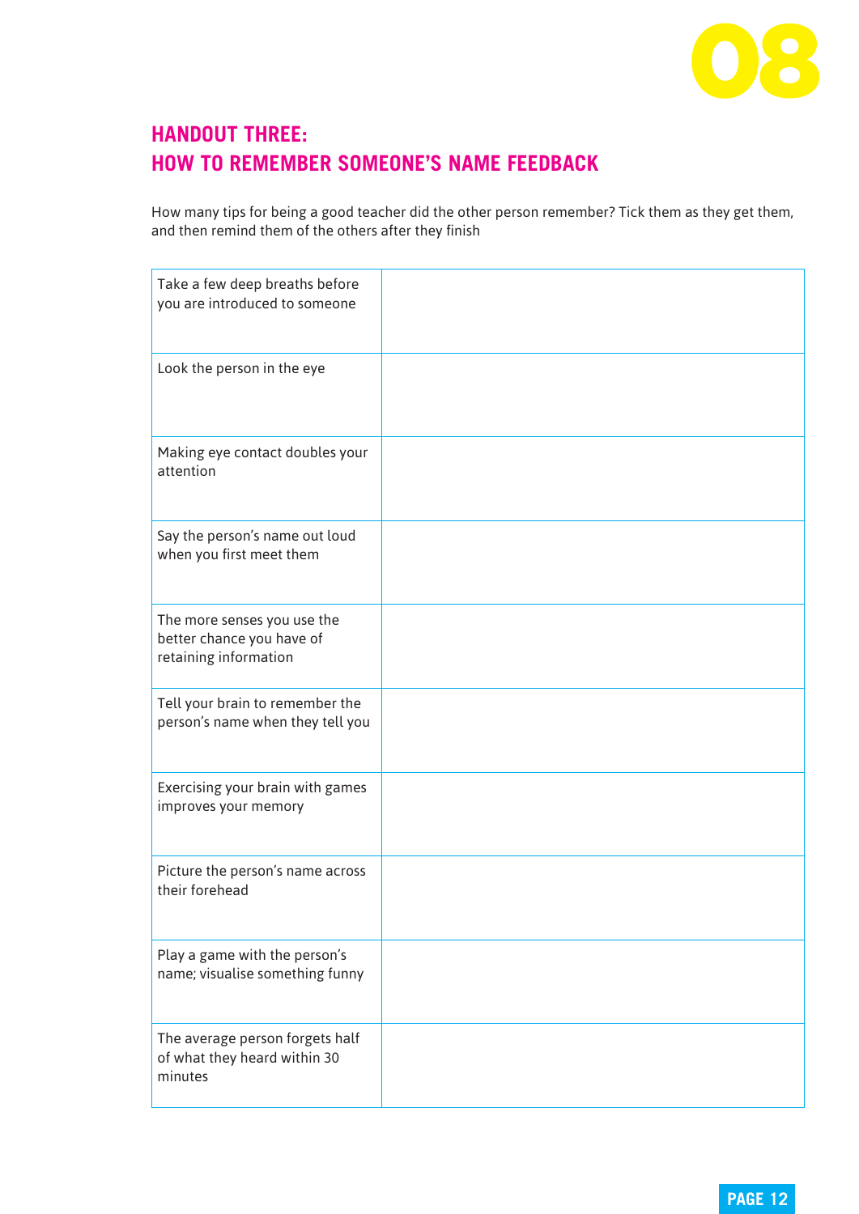## HANDOUT THREE:
## HOW TO REMEMBER SOMEONE'S NAME FEEDBACK

How many tips for being a good teacher did the other person remember? Tick them as they get them, and then remind them of the others after they finish

| | |
|---|---|
| Take a few deep breaths before you are introduced to someone | |
| Look the person in the eye | |
| Making eye contact doubles your attention | |
| Say the person's name out loud when you first meet them | |
| The more senses you use the better chance you have of retaining information | |
| Tell your brain to remember the person's name when they tell you | |
| Exercising your brain with games improves your memory | |
| Picture the person's name across their forehead | |
| Play a game with the person's name; visualise something funny | |
| The average person forgets half of what they heard within 30 minutes | |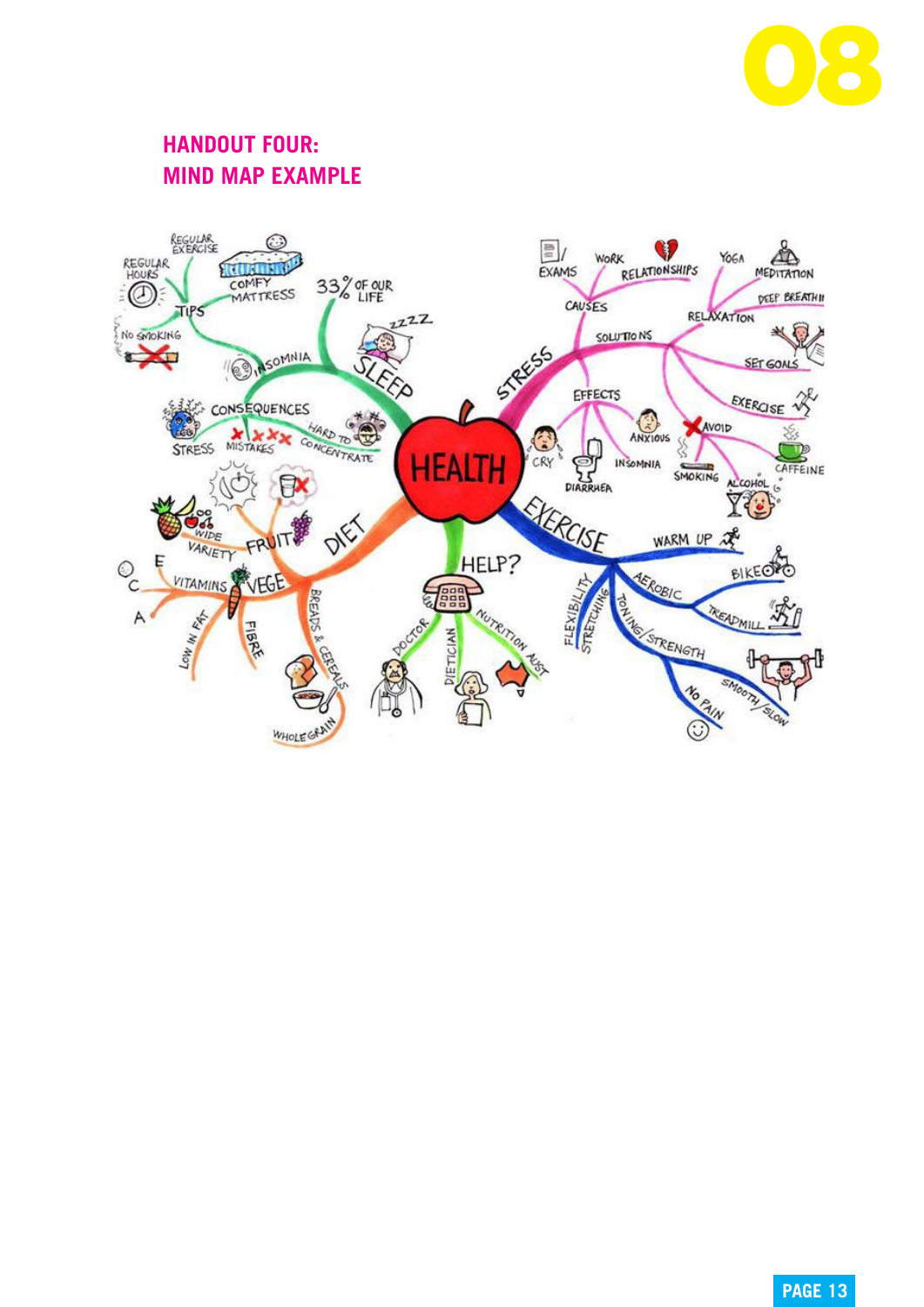## HANDOUT FOUR: MIND MAP EXAMPLE

- HEALTH
  - SLEEP
    - zzzz
    - 33% OF OUR LIFE
    - TIPS
      - REGULAR EXERCISE
      - REGULAR HOURS
      - COMFY MATTRESS
      - NO SMOKING
    - INSOMNIA
    - CONSEQUENCES
      - STRESS
      - MISTAKES
      - HARD TO CONCENTRATE
  - STRESS
    - CAUSES
      - EXAMS
      - WORK
      - RELATIONSHIPS
    - SOLUTIONS
      - RELAXATION
        - YOGA
        - MEDITATION
        - DEEP BREATHI
      - SET GOALS
      - EXERCISE
      - AVOID
        - SMOKING
        - ALCOHOL
        - CAFFEINE
    - EFFECTS
      - CRY
      - DIARRHEA
      - INSOMNIA
      - ANXIOUS
  - EXERCISE
    - WARM UP
    - AEROBIC
      - BIKE
      - TREADMILL
    - TONING/STRENGTH
      - SMOOTH/SLOW
      - NO PAIN
    - FLEXIBILITY
      - STRETCHING
  - HELP?
    - DOCTOR
    - DIETICIAN
    - NUTRITION AUST
  - DIET
    - FRUIT
      - WIDE VARIETY
    - VEGE
      - VITAMINS
        - C
        - E
        - A
      - LOW IN FAT
      - FIBRE
    - BREADS & CEREALS
      - WHOLEGRAIN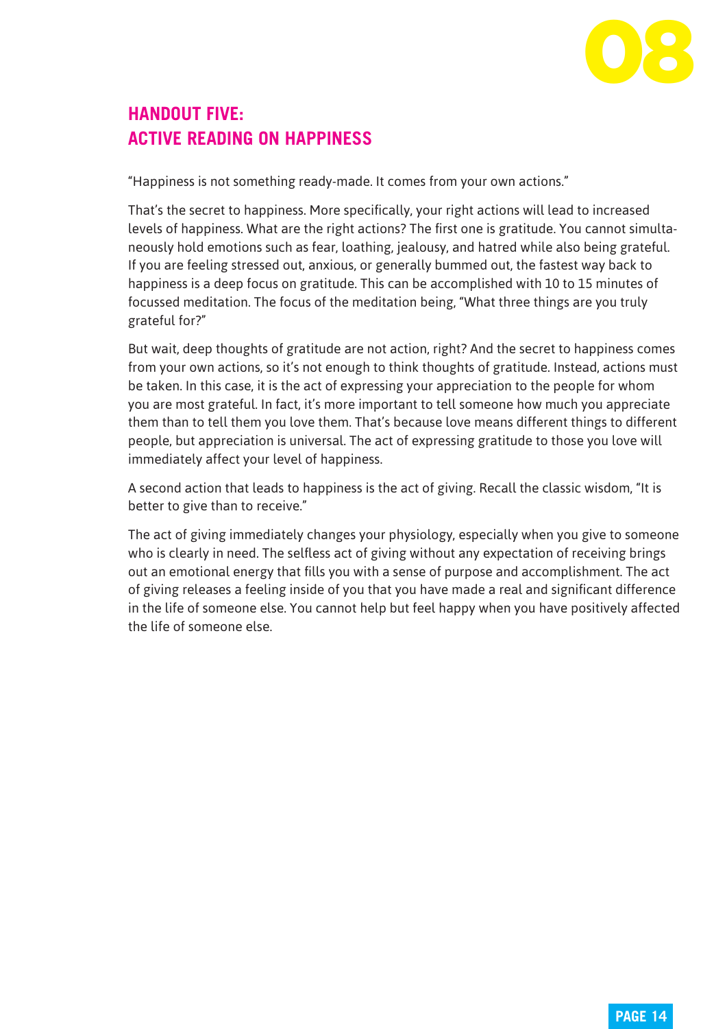## HANDOUT FIVE: ACTIVE READING ON HAPPINESS

"Happiness is not something ready-made. It comes from your own actions."

That's the secret to happiness. More specifically, your right actions will lead to increased levels of happiness. What are the right actions? The first one is gratitude. You cannot simultaneously hold emotions such as fear, loathing, jealousy, and hatred while also being grateful. If you are feeling stressed out, anxious, or generally bummed out, the fastest way back to happiness is a deep focus on gratitude. This can be accomplished with 10 to 15 minutes of focussed meditation. The focus of the meditation being, "What three things are you truly grateful for?"

But wait, deep thoughts of gratitude are not action, right? And the secret to happiness comes from your own actions, so it's not enough to think thoughts of gratitude. Instead, actions must be taken. In this case, it is the act of expressing your appreciation to the people for whom you are most grateful. In fact, it's more important to tell someone how much you appreciate them than to tell them you love them. That's because love means different things to different people, but appreciation is universal. The act of expressing gratitude to those you love will immediately affect your level of happiness.

A second action that leads to happiness is the act of giving. Recall the classic wisdom, "It is better to give than to receive."

The act of giving immediately changes your physiology, especially when you give to someone who is clearly in need. The selfless act of giving without any expectation of receiving brings out an emotional energy that fills you with a sense of purpose and accomplishment. The act of giving releases a feeling inside of you that you have made a real and significant difference in the life of someone else. You cannot help but feel happy when you have positively affected the life of someone else.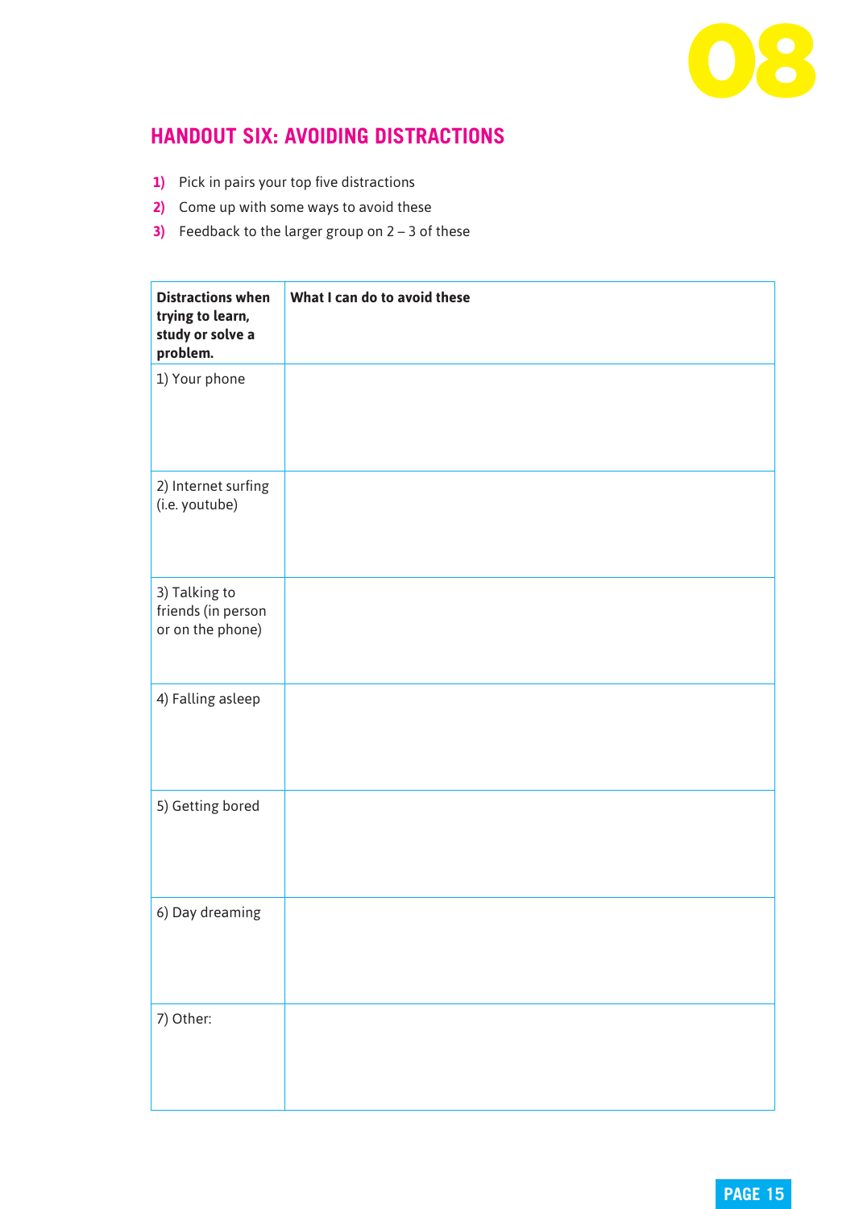## HANDOUT SIX: AVOIDING DISTRACTIONS

1) Pick in pairs your top five distractions
2) Come up with some ways to avoid these
3) Feedback to the larger group on 2 – 3 of these

| Distractions when trying to learn, study or solve a problem. | What I can do to avoid these |
|---|---|
| 1) Your phone | |
| 2) Internet surfing (i.e. youtube) | |
| 3) Talking to friends (in person or on the phone) | |
| 4) Falling asleep | |
| 5) Getting bored | |
| 6) Day dreaming | |
| 7) Other: | |